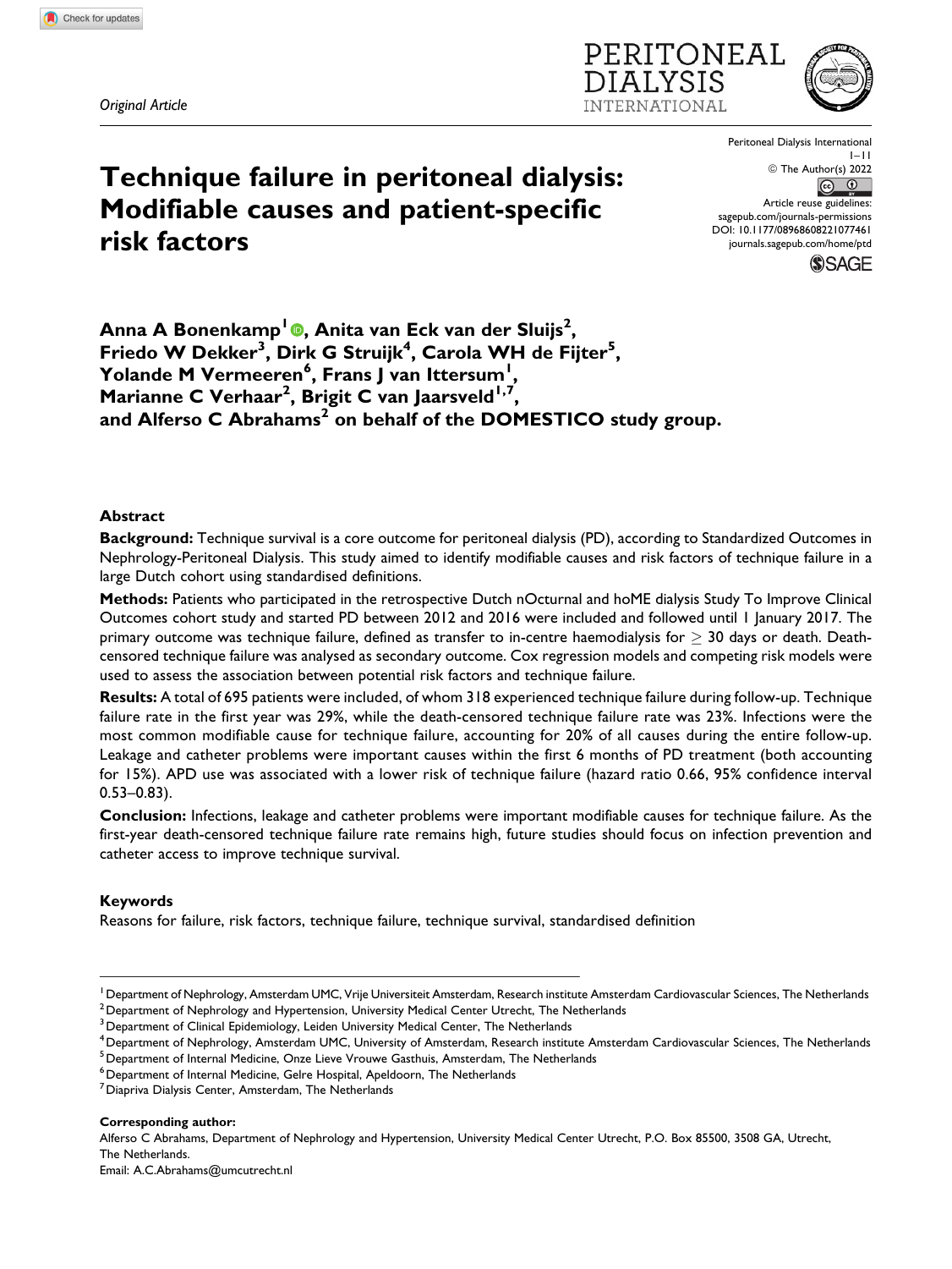*Original Article*

# Technique failure in peritoneal dialysis: Modifiable causes and patient-specific risk factors

Peritoneal Dialysis International
1–11
© The Author(s) 2022
Article reuse guidelines: sagepub.com/journals-permissions
DOI: 10.1177/08968608221077461
journals.sagepub.com/home/ptd

**Anna A Bonenkamp[1], Anita van Eck van der Sluijs[2], Friedo W Dekker[3], Dirk G Struijk[4], Carola WH de Fijter[5], Yolande M Vermeeren[6], Frans J van Ittersum[1], Marianne C Verhaar[2], Brigit C van Jaarsveld[1,7], and Alferso C Abrahams[2] on behalf of the DOMESTICO study group.**

## Abstract

**Background:** Technique survival is a core outcome for peritoneal dialysis (PD), according to Standardized Outcomes in Nephrology-Peritoneal Dialysis. This study aimed to identify modifiable causes and risk factors of technique failure in a large Dutch cohort using standardised definitions.

**Methods:** Patients who participated in the retrospective Dutch nOcturnal and hoME dialysis Study To Improve Clinical Outcomes cohort study and started PD between 2012 and 2016 were included and followed until 1 January 2017. The primary outcome was technique failure, defined as transfer to in-centre haemodialysis for $\geq$ 30 days or death. Death-censored technique failure was analysed as secondary outcome. Cox regression models and competing risk models were used to assess the association between potential risk factors and technique failure.

**Results:** A total of 695 patients were included, of whom 318 experienced technique failure during follow-up. Technique failure rate in the first year was 29%, while the death-censored technique failure rate was 23%. Infections were the most common modifiable cause for technique failure, accounting for 20% of all causes during the entire follow-up. Leakage and catheter problems were important causes within the first 6 months of PD treatment (both accounting for 15%). APD use was associated with a lower risk of technique failure (hazard ratio 0.66, 95% confidence interval 0.53–0.83).

**Conclusion:** Infections, leakage and catheter problems were important modifiable causes for technique failure. As the first-year death-censored technique failure rate remains high, future studies should focus on infection prevention and catheter access to improve technique survival.

### Keywords

Reasons for failure, risk factors, technique failure, technique survival, standardised definition

[1] Department of Nephrology, Amsterdam UMC, Vrije Universiteit Amsterdam, Research institute Amsterdam Cardiovascular Sciences, The Netherlands
[2] Department of Nephrology and Hypertension, University Medical Center Utrecht, The Netherlands
[3] Department of Clinical Epidemiology, Leiden University Medical Center, The Netherlands
[4] Department of Nephrology, Amsterdam UMC, University of Amsterdam, Research institute Amsterdam Cardiovascular Sciences, The Netherlands
[5] Department of Internal Medicine, Onze Lieve Vrouwe Gasthuis, Amsterdam, The Netherlands
[6] Department of Internal Medicine, Gelre Hospital, Apeldoorn, The Netherlands
[7] Diapriva Dialysis Center, Amsterdam, The Netherlands

**Corresponding author:**
Alferso C Abrahams, Department of Nephrology and Hypertension, University Medical Center Utrecht, P.O. Box 85500, 3508 GA, Utrecht, The Netherlands.
Email: A.C.Abrahams@umcutrecht.nl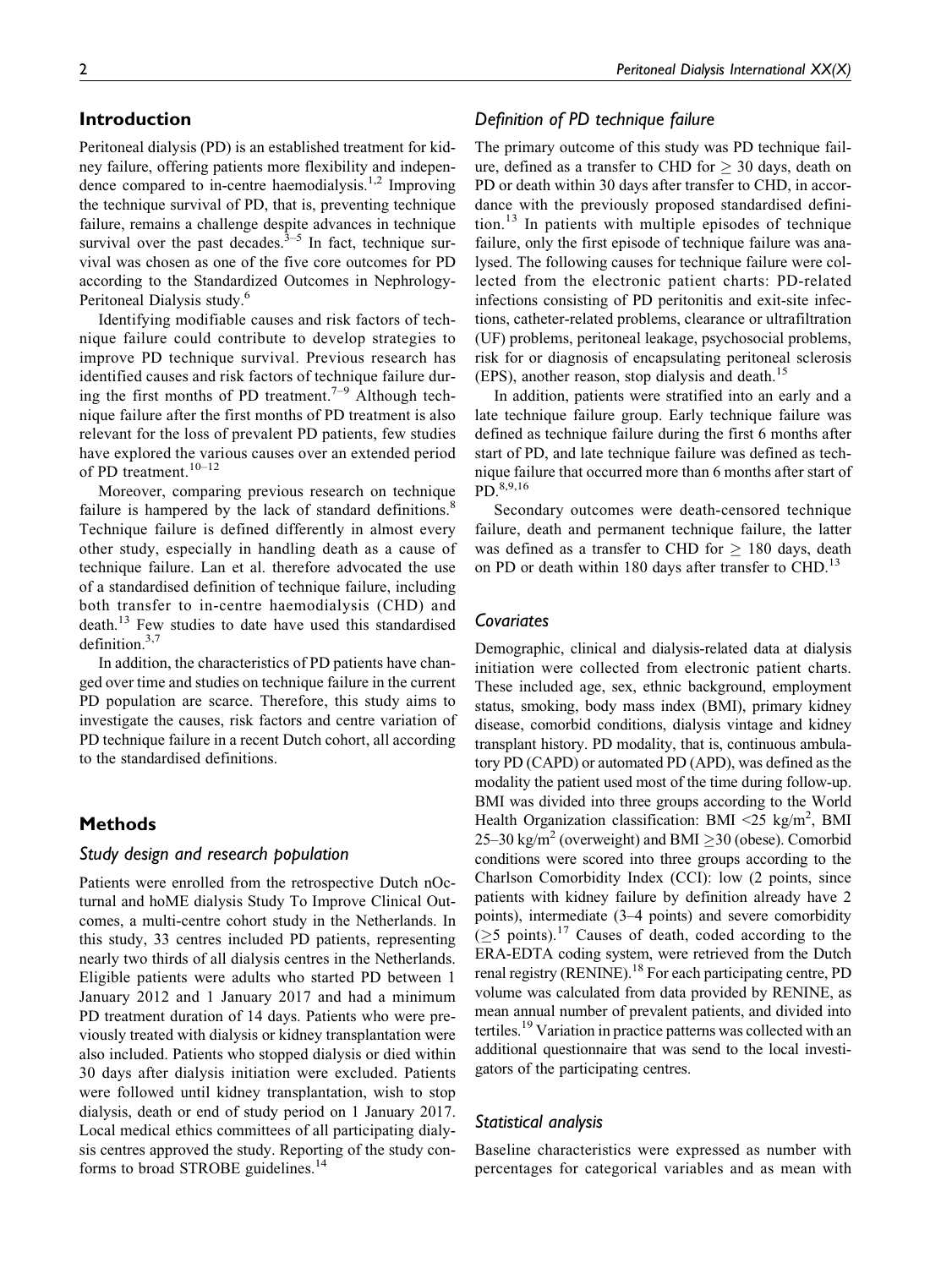## Introduction

Peritoneal dialysis (PD) is an established treatment for kidney failure, offering patients more flexibility and independence compared to in-centre haemodialysis.[1,2] Improving the technique survival of PD, that is, preventing technique failure, remains a challenge despite advances in technique survival over the past decades.[3–5] In fact, technique survival was chosen as one of the five core outcomes for PD according to the Standardized Outcomes in Nephrology-Peritoneal Dialysis study.[6]

Identifying modifiable causes and risk factors of technique failure could contribute to develop strategies to improve PD technique survival. Previous research has identified causes and risk factors of technique failure during the first months of PD treatment.[7–9] Although technique failure after the first months of PD treatment is also relevant for the loss of prevalent PD patients, few studies have explored the various causes over an extended period of PD treatment.[10–12]

Moreover, comparing previous research on technique failure is hampered by the lack of standard definitions.[8] Technique failure is defined differently in almost every other study, especially in handling death as a cause of technique failure. Lan et al. therefore advocated the use of a standardised definition of technique failure, including both transfer to in-centre haemodialysis (CHD) and death.[13] Few studies to date have used this standardised definition.[3,7]

In addition, the characteristics of PD patients have changed over time and studies on technique failure in the current PD population are scarce. Therefore, this study aims to investigate the causes, risk factors and centre variation of PD technique failure in a recent Dutch cohort, all according to the standardised definitions.

## Methods

### Study design and research population

Patients were enrolled from the retrospective Dutch nOcturnal and hoME dialysis Study To Improve Clinical Outcomes, a multi-centre cohort study in the Netherlands. In this study, 33 centres included PD patients, representing nearly two thirds of all dialysis centres in the Netherlands. Eligible patients were adults who started PD between 1 January 2012 and 1 January 2017 and had a minimum PD treatment duration of 14 days. Patients who were previously treated with dialysis or kidney transplantation were also included. Patients who stopped dialysis or died within 30 days after dialysis initiation were excluded. Patients were followed until kidney transplantation, wish to stop dialysis, death or end of study period on 1 January 2017. Local medical ethics committees of all participating dialysis centres approved the study. Reporting of the study conforms to broad STROBE guidelines.[14]

### Definition of PD technique failure

The primary outcome of this study was PD technique failure, defined as a transfer to CHD for $\geq 30$ days, death on PD or death within 30 days after transfer to CHD, in accordance with the previously proposed standardised definition.[13] In patients with multiple episodes of technique failure, only the first episode of technique failure was analysed. The following causes for technique failure were collected from the electronic patient charts: PD-related infections consisting of PD peritonitis and exit-site infections, catheter-related problems, clearance or ultrafiltration (UF) problems, peritoneal leakage, psychosocial problems, risk for or diagnosis of encapsulating peritoneal sclerosis (EPS), another reason, stop dialysis and death.[15]

In addition, patients were stratified into an early and a late technique failure group. Early technique failure was defined as technique failure during the first 6 months after start of PD, and late technique failure was defined as technique failure that occurred more than 6 months after start of PD.[8,9,16]

Secondary outcomes were death-censored technique failure, death and permanent technique failure, the latter was defined as a transfer to CHD for $\geq 180$ days, death on PD or death within 180 days after transfer to CHD.[13]

### Covariates

Demographic, clinical and dialysis-related data at dialysis initiation were collected from electronic patient charts. These included age, sex, ethnic background, employment status, smoking, body mass index (BMI), primary kidney disease, comorbid conditions, dialysis vintage and kidney transplant history. PD modality, that is, continuous ambulatory PD (CAPD) or automated PD (APD), was defined as the modality the patient used most of the time during follow-up. BMI was divided into three groups according to the World Health Organization classification: BMI $<25$ kg/m$^2$, BMI 25–30 kg/m$^2$ (overweight) and BMI $\geq 30$ (obese). Comorbid conditions were scored into three groups according to the Charlson Comorbidity Index (CCI): low (2 points, since patients with kidney failure by definition already have 2 points), intermediate (3–4 points) and severe comorbidity ($\geq 5$ points).[17] Causes of death, coded according to the ERA-EDTA coding system, were retrieved from the Dutch renal registry (RENINE).[18] For each participating centre, PD volume was calculated from data provided by RENINE, as mean annual number of prevalent patients, and divided into tertiles.[19] Variation in practice patterns was collected with an additional questionnaire that was send to the local investigators of the participating centres.

### Statistical analysis

Baseline characteristics were expressed as number with percentages for categorical variables and as mean with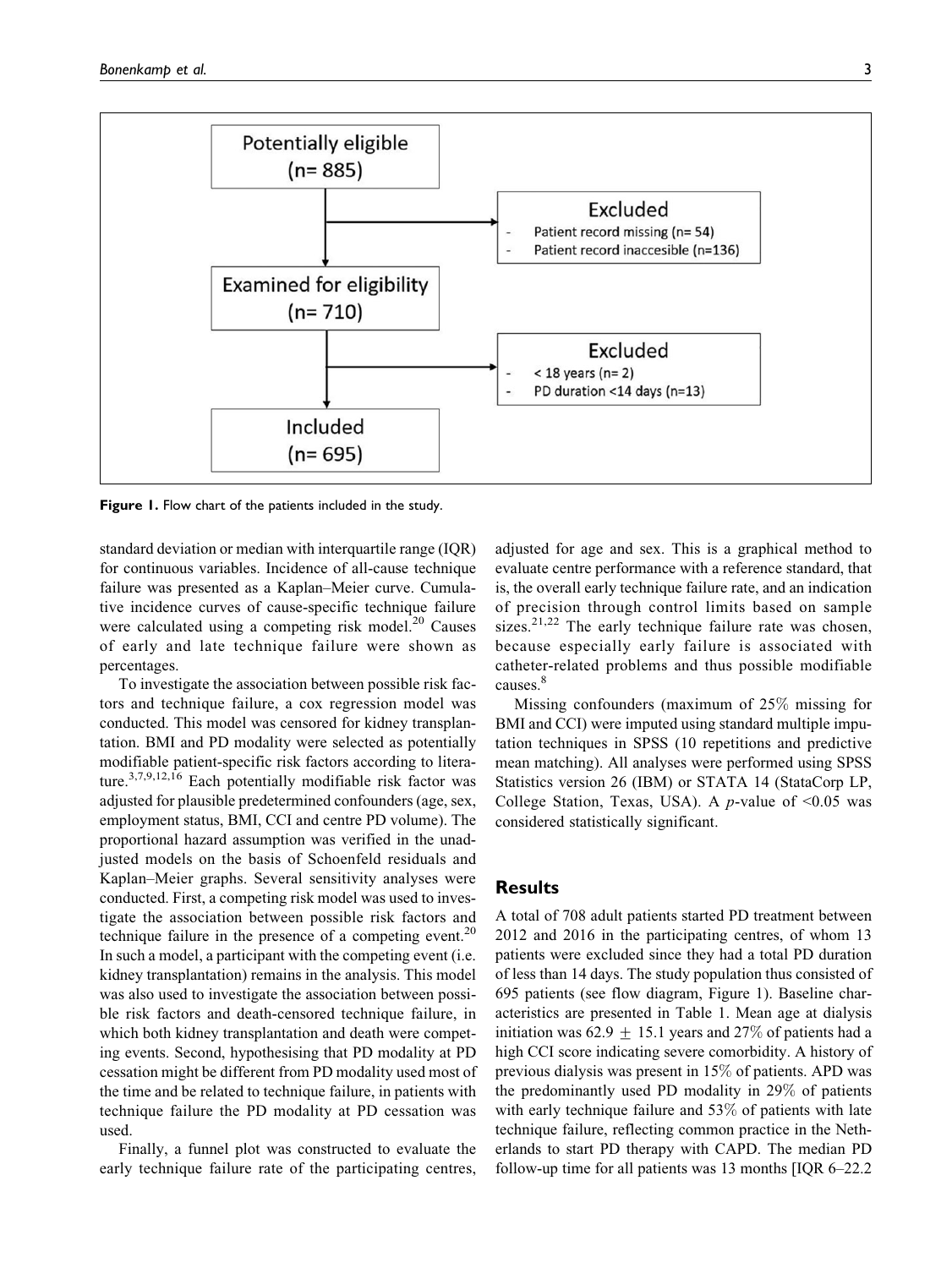Potentially eligible (n= 885)

Excluded
- Patient record missing (n= 54)
- Patient record inaccesible (n=136)

Examined for eligibility (n= 710)

Excluded
- < 18 years (n= 2)
- PD duration <14 days (n=13)

Included (n= 695)

**Figure 1.** Flow chart of the patients included in the study.

standard deviation or median with interquartile range (IQR) for continuous variables. Incidence of all-cause technique failure was presented as a Kaplan–Meier curve. Cumulative incidence curves of cause-specific technique failure were calculated using a competing risk model.[20] Causes of early and late technique failure were shown as percentages.

To investigate the association between possible risk factors and technique failure, a cox regression model was conducted. This model was censored for kidney transplantation. BMI and PD modality were selected as potentially modifiable patient-specific risk factors according to literature.[3,7,9,12,16] Each potentially modifiable risk factor was adjusted for plausible predetermined confounders (age, sex, employment status, BMI, CCI and centre PD volume). The proportional hazard assumption was verified in the unadjusted models on the basis of Schoenfeld residuals and Kaplan–Meier graphs. Several sensitivity analyses were conducted. First, a competing risk model was used to investigate the association between possible risk factors and technique failure in the presence of a competing event.[20] In such a model, a participant with the competing event (i.e. kidney transplantation) remains in the analysis. This model was also used to investigate the association between possible risk factors and death-censored technique failure, in which both kidney transplantation and death were competing events. Second, hypothesising that PD modality at PD cessation might be different from PD modality used most of the time and be related to technique failure, in patients with technique failure the PD modality at PD cessation was used.

Finally, a funnel plot was constructed to evaluate the early technique failure rate of the participating centres, adjusted for age and sex. This is a graphical method to evaluate centre performance with a reference standard, that is, the overall early technique failure rate, and an indication of precision through control limits based on sample sizes.[21,22] The early technique failure rate was chosen, because especially early failure is associated with catheter-related problems and thus possible modifiable causes.[8]

Missing confounders (maximum of 25% missing for BMI and CCI) were imputed using standard multiple imputation techniques in SPSS (10 repetitions and predictive mean matching). All analyses were performed using SPSS Statistics version 26 (IBM) or STATA 14 (StataCorp LP, College Station, Texas, USA). A $p$-value of $<0.05$ was considered statistically significant.

## Results

A total of 708 adult patients started PD treatment between 2012 and 2016 in the participating centres, of whom 13 patients were excluded since they had a total PD duration of less than 14 days. The study population thus consisted of 695 patients (see flow diagram, Figure 1). Baseline characteristics are presented in Table 1. Mean age at dialysis initiation was $62.9 \pm 15.1$ years and 27% of patients had a high CCI score indicating severe comorbidity. A history of previous dialysis was present in 15% of patients. APD was the predominantly used PD modality in 29% of patients with early technique failure and 53% of patients with late technique failure, reflecting common practice in the Netherlands to start PD therapy with CAPD. The median PD follow-up time for all patients was 13 months [IQR 6–22.2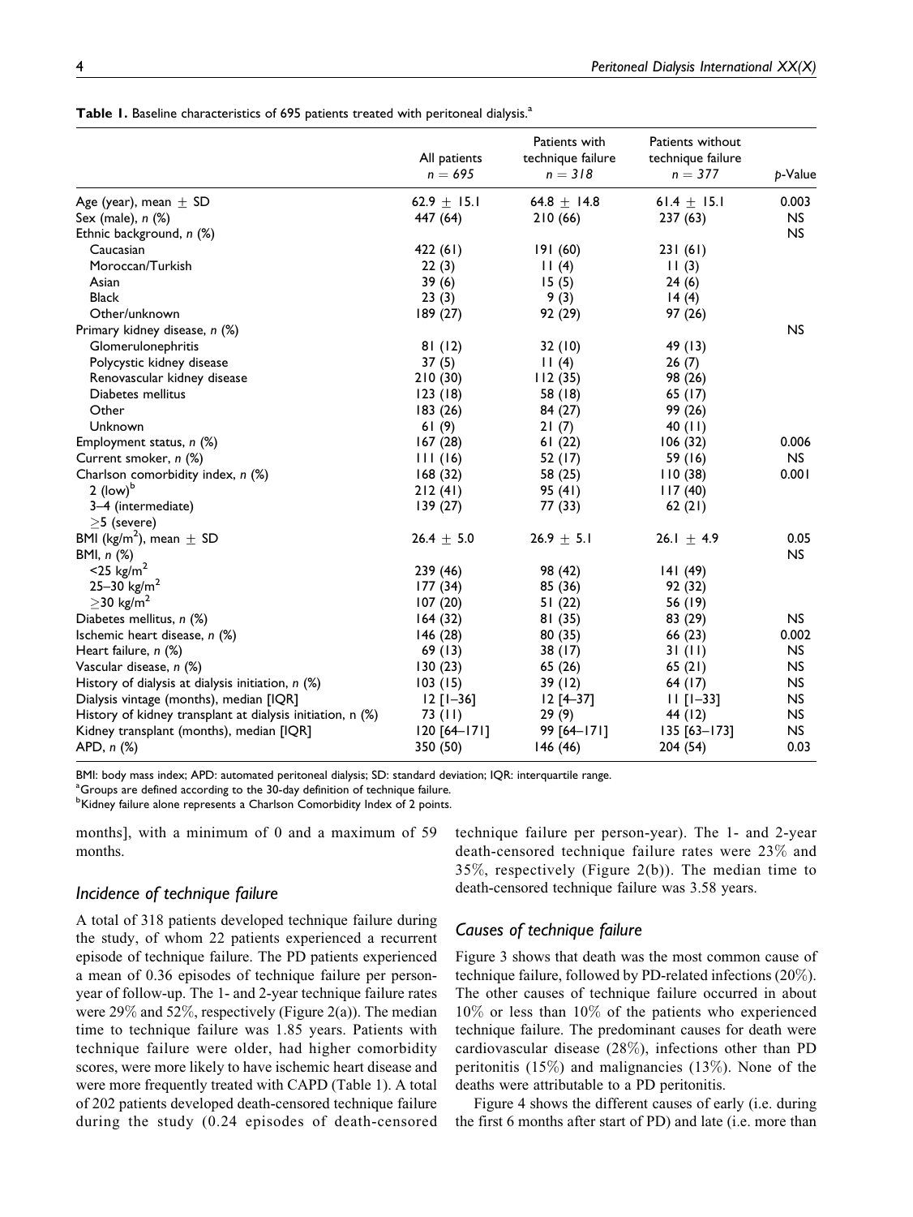**Table 1.** Baseline characteristics of 695 patients treated with peritoneal dialysis.[a]

| | All patients n = 695 | Patients with technique failure n = 318 | Patients without technique failure n = 377 | p-Value |
|---|---|---|---|---|
| Age (year), mean ± SD | 62.9 ± 15.1 | 64.8 ± 14.8 | 61.4 ± 15.1 | 0.003 |
| Sex (male), n (%) | 447 (64) | 210 (66) | 237 (63) | NS |
| Ethnic background, n (%) | | | | NS |
| Caucasian | 422 (61) | 191 (60) | 231 (61) | |
| Moroccan/Turkish | 22 (3) | 11 (4) | 11 (3) | |
| Asian | 39 (6) | 15 (5) | 24 (6) | |
| Black | 23 (3) | 9 (3) | 14 (4) | |
| Other/unknown | 189 (27) | 92 (29) | 97 (26) | |
| Primary kidney disease, n (%) | | | | NS |
| Glomerulonephritis | 81 (12) | 32 (10) | 49 (13) | |
| Polycystic kidney disease | 37 (5) | 11 (4) | 26 (7) | |
| Renovascular kidney disease | 210 (30) | 112 (35) | 98 (26) | |
| Diabetes mellitus | 123 (18) | 58 (18) | 65 (17) | |
| Other | 183 (26) | 84 (27) | 99 (26) | |
| Unknown | 61 (9) | 21 (7) | 40 (11) | |
| Employment status, n (%) | 167 (28) | 61 (22) | 106 (32) | 0.006 |
| Current smoker, n (%) | 111 (16) | 52 (17) | 59 (16) | NS |
| Charlson comorbidity index, n (%) | 168 (32) | 58 (25) | 110 (38) | 0.001 |
| 2 (low)[b] | 212 (41) | 95 (41) | 117 (40) | |
| 3–4 (intermediate) | 139 (27) | 77 (33) | 62 (21) | |
| ≥5 (severe) | | | | |
| BMI (kg/m²), mean ± SD | 26.4 ± 5.0 | 26.9 ± 5.1 | 26.1 ± 4.9 | 0.05 |
| BMI, n (%) | | | | NS |
| <25 kg/m² | 239 (46) | 98 (42) | 141 (49) | |
| 25–30 kg/m² | 177 (34) | 85 (36) | 92 (32) | |
| ≥30 kg/m² | 107 (20) | 51 (22) | 56 (19) | |
| Diabetes mellitus, n (%) | 164 (32) | 81 (35) | 83 (29) | NS |
| Ischemic heart disease, n (%) | 146 (28) | 80 (35) | 66 (23) | 0.002 |
| Heart failure, n (%) | 69 (13) | 38 (17) | 31 (11) | NS |
| Vascular disease, n (%) | 130 (23) | 65 (26) | 65 (21) | NS |
| History of dialysis at dialysis initiation, n (%) | 103 (15) | 39 (12) | 64 (17) | NS |
| Dialysis vintage (months), median [IQR] | 12 [1–36] | 12 [4–37] | 11 [1–33] | NS |
| History of kidney transplant at dialysis initiation, n (%) | 73 (11) | 29 (9) | 44 (12) | NS |
| Kidney transplant (months), median [IQR] | 120 [64–171] | 99 [64–171] | 135 [63–173] | NS |
| APD, n (%) | 350 (50) | 146 (46) | 204 (54) | 0.03 |

BMI: body mass index; APD: automated peritoneal dialysis; SD: standard deviation; IQR: interquartile range.
[a]Groups are defined according to the 30-day definition of technique failure.
[b]Kidney failure alone represents a Charlson Comorbidity Index of 2 points.

months], with a minimum of 0 and a maximum of 59 months.

## Incidence of technique failure

A total of 318 patients developed technique failure during the study, of whom 22 patients experienced a recurrent episode of technique failure. The PD patients experienced a mean of 0.36 episodes of technique failure per person-year of follow-up. The 1- and 2-year technique failure rates were 29% and 52%, respectively (Figure 2(a)). The median time to technique failure was 1.85 years. Patients with technique failure were older, had higher comorbidity scores, were more likely to have ischemic heart disease and were more frequently treated with CAPD (Table 1). A total of 202 patients developed death-censored technique failure during the study (0.24 episodes of death-censored technique failure per person-year). The 1- and 2-year death-censored technique failure rates were 23% and 35%, respectively (Figure 2(b)). The median time to death-censored technique failure was 3.58 years.

## Causes of technique failure

Figure 3 shows that death was the most common cause of technique failure, followed by PD-related infections (20%). The other causes of technique failure occurred in about 10% or less than 10% of the patients who experienced technique failure. The predominant causes for death were cardiovascular disease (28%), infections other than PD peritonitis (15%) and malignancies (13%). None of the deaths were attributable to a PD peritonitis.

Figure 4 shows the different causes of early (i.e. during the first 6 months after start of PD) and late (i.e. more than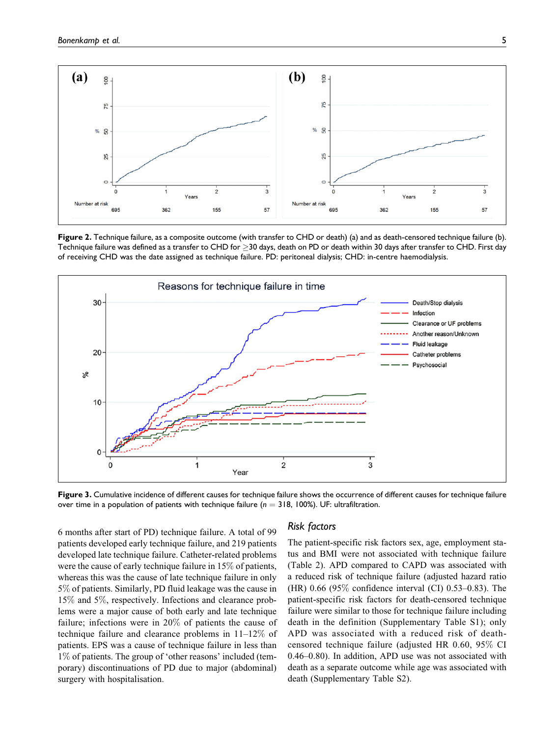**Figure 2.** Technique failure, as a composite outcome (with transfer to CHD or death) (a) and as death-censored technique failure (b). Technique failure was defined as a transfer to CHD for ≥30 days, death on PD or death within 30 days after transfer to CHD. First day of receiving CHD was the date assigned as technique failure. PD: peritoneal dialysis; CHD: in-centre haemodialysis.

**Figure 3.** Cumulative incidence of different causes for technique failure shows the occurrence of different causes for technique failure over time in a population of patients with technique failure ($n = 318$, 100%). UF: ultrafiltration.

6 months after start of PD) technique failure. A total of 99 patients developed early technique failure, and 219 patients developed late technique failure. Catheter-related problems were the cause of early technique failure in 15% of patients, whereas this was the cause of late technique failure in only 5% of patients. Similarly, PD fluid leakage was the cause in 15% and 5%, respectively. Infections and clearance problems were a major cause of both early and late technique failure; infections were in 20% of patients the cause of technique failure and clearance problems in 11–12% of patients. EPS was a cause of technique failure in less than 1% of patients. The group of 'other reasons' included (temporary) discontinuations of PD due to major (abdominal) surgery with hospitalisation.

## *Risk factors*

The patient-specific risk factors sex, age, employment status and BMI were not associated with technique failure (Table 2). APD compared to CAPD was associated with a reduced risk of technique failure (adjusted hazard ratio (HR) 0.66 (95% confidence interval (CI) 0.53–0.83). The patient-specific risk factors for death-censored technique failure were similar to those for technique failure including death in the definition (Supplementary Table S1); only APD was associated with a reduced risk of death-censored technique failure (adjusted HR 0.60, 95% CI 0.46–0.80). In addition, APD use was not associated with death as a separate outcome while age was associated with death (Supplementary Table S2).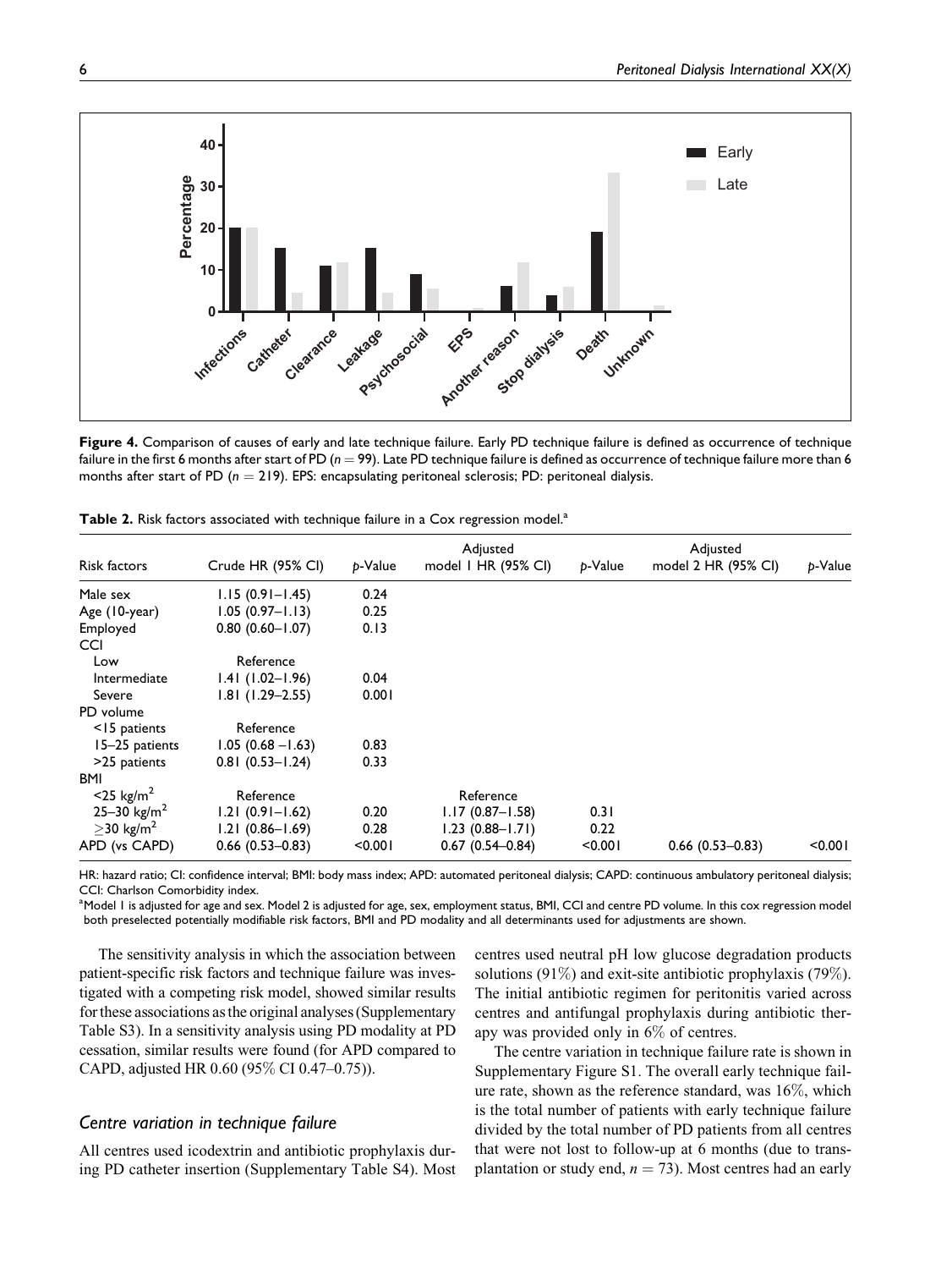**Figure 4.** Comparison of causes of early and late technique failure. Early PD technique failure is defined as occurrence of technique failure in the first 6 months after start of PD ($n = 99$). Late PD technique failure is defined as occurrence of technique failure more than 6 months after start of PD ($n = 219$). EPS: encapsulating peritoneal sclerosis; PD: peritoneal dialysis.

**Table 2.** Risk factors associated with technique failure in a Cox regression model.[a]

| Risk factors | Crude HR (95% CI) | p-Value | Adjusted model 1 HR (95% CI) | p-Value | Adjusted model 2 HR (95% CI) | p-Value |
|---|---|---|---|---|---|---|
| Male sex | 1.15 (0.91–1.45) | 0.24 | | | | |
| Age (10-year) | 1.05 (0.97–1.13) | 0.25 | | | | |
| Employed | 0.80 (0.60–1.07) | 0.13 | | | | |
| CCI | | | | | | |
| Low | Reference | | | | | |
| Intermediate | 1.41 (1.02–1.96) | 0.04 | | | | |
| Severe | 1.81 (1.29–2.55) | 0.001 | | | | |
| PD volume | | | | | | |
| <15 patients | Reference | | | | | |
| 15–25 patients | 1.05 (0.68 –1.63) | 0.83 | | | | |
| >25 patients | 0.81 (0.53–1.24) | 0.33 | | | | |
| BMI | | | | | | |
| <25 kg/m$^2$ | Reference | | Reference | | | |
| 25–30 kg/m$^2$ | 1.21 (0.91–1.62) | 0.20 | 1.17 (0.87–1.58) | 0.31 | | |
| $\geq$30 kg/m$^2$ | 1.21 (0.86–1.69) | 0.28 | 1.23 (0.88–1.71) | 0.22 | | |
| APD (vs CAPD) | 0.66 (0.53–0.83) | <0.001 | 0.67 (0.54–0.84) | <0.001 | 0.66 (0.53–0.83) | <0.001 |

HR: hazard ratio; CI: confidence interval; BMI: body mass index; APD: automated peritoneal dialysis; CAPD: continuous ambulatory peritoneal dialysis; CCI: Charlson Comorbidity index.

[a]Model 1 is adjusted for age and sex. Model 2 is adjusted for age, sex, employment status, BMI, CCI and centre PD volume. In this cox regression model both preselected potentially modifiable risk factors, BMI and PD modality and all determinants used for adjustments are shown.

The sensitivity analysis in which the association between patient-specific risk factors and technique failure was investigated with a competing risk model, showed similar results for these associations as the original analyses (Supplementary Table S3). In a sensitivity analysis using PD modality at PD cessation, similar results were found (for APD compared to CAPD, adjusted HR 0.60 (95% CI 0.47–0.75)).

### *Centre variation in technique failure*

All centres used icodextrin and antibiotic prophylaxis during PD catheter insertion (Supplementary Table S4). Most centres used neutral pH low glucose degradation products solutions (91%) and exit-site antibiotic prophylaxis (79%). The initial antibiotic regimen for peritonitis varied across centres and antifungal prophylaxis during antibiotic therapy was provided only in 6% of centres.

The centre variation in technique failure rate is shown in Supplementary Figure S1. The overall early technique failure rate, shown as the reference standard, was 16%, which is the total number of patients with early technique failure divided by the total number of PD patients from all centres that were not lost to follow-up at 6 months (due to transplantation or study end, $n = 73$). Most centres had an early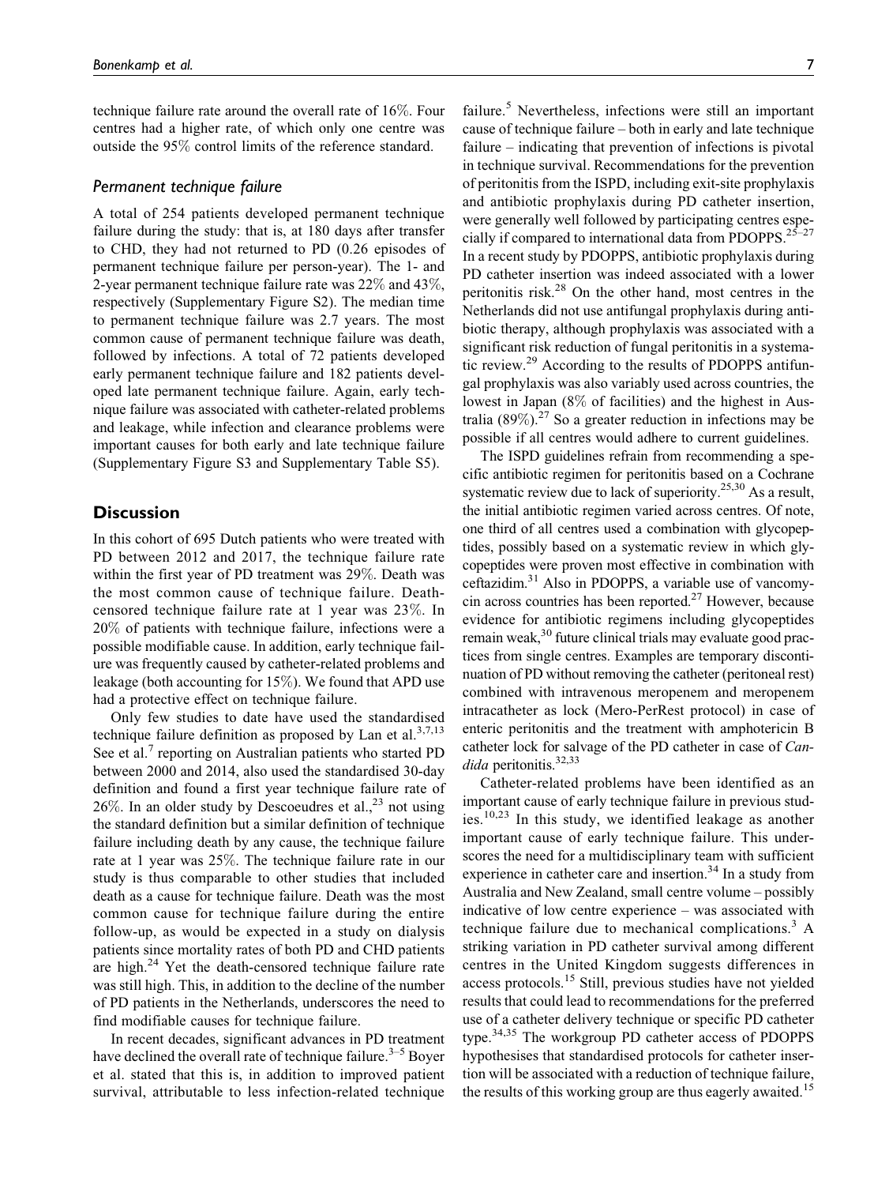technique failure rate around the overall rate of 16%. Four centres had a higher rate, of which only one centre was outside the 95% control limits of the reference standard.

### Permanent technique failure

A total of 254 patients developed permanent technique failure during the study: that is, at 180 days after transfer to CHD, they had not returned to PD (0.26 episodes of permanent technique failure per person-year). The 1- and 2-year permanent technique failure rate was 22% and 43%, respectively (Supplementary Figure S2). The median time to permanent technique failure was 2.7 years. The most common cause of permanent technique failure was death, followed by infections. A total of 72 patients developed early permanent technique failure and 182 patients developed late permanent technique failure. Again, early technique failure was associated with catheter-related problems and leakage, while infection and clearance problems were important causes for both early and late technique failure (Supplementary Figure S3 and Supplementary Table S5).

## Discussion

In this cohort of 695 Dutch patients who were treated with PD between 2012 and 2017, the technique failure rate within the first year of PD treatment was 29%. Death was the most common cause of technique failure. Death-censored technique failure rate at 1 year was 23%. In 20% of patients with technique failure, infections were a possible modifiable cause. In addition, early technique failure was frequently caused by catheter-related problems and leakage (both accounting for 15%). We found that APD use had a protective effect on technique failure.

Only few studies to date have used the standardised technique failure definition as proposed by Lan et al.[3,7,13] See et al.[7] reporting on Australian patients who started PD between 2000 and 2014, also used the standardised 30-day definition and found a first year technique failure rate of 26%. In an older study by Descoeudres et al.,[23] not using the standard definition but a similar definition of technique failure including death by any cause, the technique failure rate at 1 year was 25%. The technique failure rate in our study is thus comparable to other studies that included death as a cause for technique failure. Death was the most common cause for technique failure during the entire follow-up, as would be expected in a study on dialysis patients since mortality rates of both PD and CHD patients are high.[24] Yet the death-censored technique failure rate was still high. This, in addition to the decline of the number of PD patients in the Netherlands, underscores the need to find modifiable causes for technique failure.

In recent decades, significant advances in PD treatment have declined the overall rate of technique failure.[3–5] Boyer et al. stated that this is, in addition to improved patient survival, attributable to less infection-related technique failure.[5] Nevertheless, infections were still an important cause of technique failure – both in early and late technique failure – indicating that prevention of infections is pivotal in technique survival. Recommendations for the prevention of peritonitis from the ISPD, including exit-site prophylaxis and antibiotic prophylaxis during PD catheter insertion, were generally well followed by participating centres especially if compared to international data from PDOPPS.[25–27] In a recent study by PDOPPS, antibiotic prophylaxis during PD catheter insertion was indeed associated with a lower peritonitis risk.[28] On the other hand, most centres in the Netherlands did not use antifungal prophylaxis during antibiotic therapy, although prophylaxis was associated with a significant risk reduction of fungal peritonitis in a systematic review.[29] According to the results of PDOPPS antifungal prophylaxis was also variably used across countries, the lowest in Japan (8% of facilities) and the highest in Australia (89%).[27] So a greater reduction in infections may be possible if all centres would adhere to current guidelines.

The ISPD guidelines refrain from recommending a specific antibiotic regimen for peritonitis based on a Cochrane systematic review due to lack of superiority.[25,30] As a result, the initial antibiotic regimen varied across centres. Of note, one third of all centres used a combination with glycopeptides, possibly based on a systematic review in which glycopeptides were proven most effective in combination with ceftazidim.[31] Also in PDOPPS, a variable use of vancomycin across countries has been reported.[27] However, because evidence for antibiotic regimens including glycopeptides remain weak,[30] future clinical trials may evaluate good practices from single centres. Examples are temporary discontinuation of PD without removing the catheter (peritoneal rest) combined with intravenous meropenem and meropenem intracatheter as lock (Mero-PerRest protocol) in case of enteric peritonitis and the treatment with amphotericin B catheter lock for salvage of the PD catheter in case of *Candida* peritonitis.[32,33]

Catheter-related problems have been identified as an important cause of early technique failure in previous studies.[10,23] In this study, we identified leakage as another important cause of early technique failure. This underscores the need for a multidisciplinary team with sufficient experience in catheter care and insertion.[34] In a study from Australia and New Zealand, small centre volume – possibly indicative of low centre experience – was associated with technique failure due to mechanical complications.[3] A striking variation in PD catheter survival among different centres in the United Kingdom suggests differences in access protocols.[15] Still, previous studies have not yielded results that could lead to recommendations for the preferred use of a catheter delivery technique or specific PD catheter type.[34,35] The workgroup PD catheter access of PDOPPS hypothesises that standardised protocols for catheter insertion will be associated with a reduction of technique failure, the results of this working group are thus eagerly awaited.[15]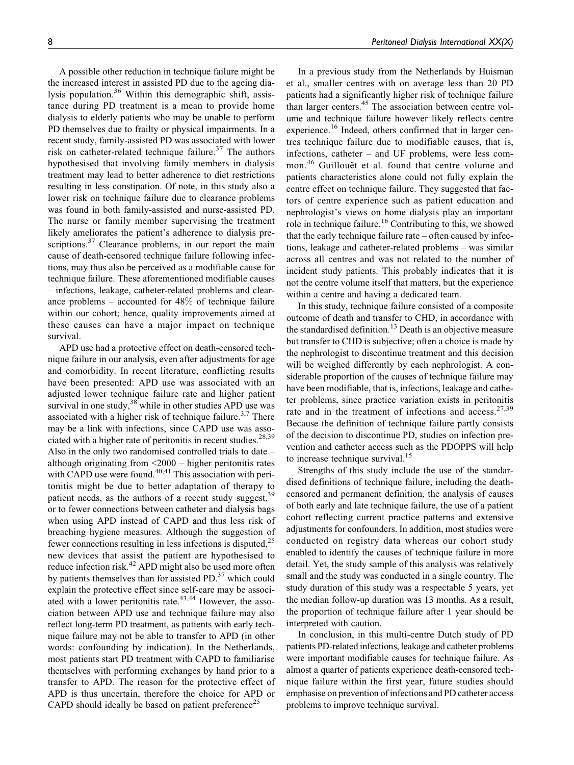A possible other reduction in technique failure might be the increased interest in assisted PD due to the ageing dialysis population.[36] Within this demographic shift, assistance during PD treatment is a mean to provide home dialysis to elderly patients who may be unable to perform PD themselves due to frailty or physical impairments. In a recent study, family-assisted PD was associated with lower risk on catheter-related technique failure.[37] The authors hypothesised that involving family members in dialysis treatment may lead to better adherence to diet restrictions resulting in less constipation. Of note, in this study also a lower risk on technique failure due to clearance problems was found in both family-assisted and nurse-assisted PD. The nurse or family member supervising the treatment likely ameliorates the patient's adherence to dialysis prescriptions.[37] Clearance problems, in our report the main cause of death-censored technique failure following infections, may thus also be perceived as a modifiable cause for technique failure. These aforementioned modifiable causes – infections, leakage, catheter-related problems and clearance problems – accounted for 48% of technique failure within our cohort; hence, quality improvements aimed at these causes can have a major impact on technique survival.

APD use had a protective effect on death-censored technique failure in our analysis, even after adjustments for age and comorbidity. In recent literature, conflicting results have been presented: APD use was associated with an adjusted lower technique failure rate and higher patient survival in one study,[38] while in other studies APD use was associated with a higher risk of technique failure.[3,7] There may be a link with infections, since CAPD use was associated with a higher rate of peritonitis in recent studies.[28,39] Also in the only two randomised controlled trials to date – although originating from <2000 – higher peritonitis rates with CAPD use were found.[40,41] This association with peritonitis might be due to better adaptation of therapy to patient needs, as the authors of a recent study suggest,[39] or to fewer connections between catheter and dialysis bags when using APD instead of CAPD and thus less risk of breaching hygiene measures. Although the suggestion of fewer connections resulting in less infections is disputed,[25] new devices that assist the patient are hypothesised to reduce infection risk.[42] APD might also be used more often by patients themselves than for assisted PD.[37] which could explain the protective effect since self-care may be associated with a lower peritonitis rate.[43,44] However, the association between APD use and technique failure may also reflect long-term PD treatment, as patients with early technique failure may not be able to transfer to APD (in other words: confounding by indication). In the Netherlands, most patients start PD treatment with CAPD to familiarise themselves with performing exchanges by hand prior to a transfer to APD. The reason for the protective effect of APD is thus uncertain, therefore the choice for APD or CAPD should ideally be based on patient preference[25]

In a previous study from the Netherlands by Huisman et al., smaller centres with on average less than 20 PD patients had a significantly higher risk of technique failure than larger centers.[45] The association between centre volume and technique failure however likely reflects centre experience.[16] Indeed, others confirmed that in larger centres technique failure due to modifiable causes, that is, infections, catheter – and UF problems, were less common.[46] Guillouët et al. found that centre volume and patients characteristics alone could not fully explain the centre effect on technique failure. They suggested that factors of centre experience such as patient education and nephrologist's views on home dialysis play an important role in technique failure.[16] Contributing to this, we showed that the early technique failure rate – often caused by infections, leakage and catheter-related problems – was similar across all centres and was not related to the number of incident study patients. This probably indicates that it is not the centre volume itself that matters, but the experience within a centre and having a dedicated team.

In this study, technique failure consisted of a composite outcome of death and transfer to CHD, in accordance with the standardised definition.[13] Death is an objective measure but transfer to CHD is subjective; often a choice is made by the nephrologist to discontinue treatment and this decision will be weighed differently by each nephrologist. A considerable proportion of the causes of technique failure may have been modifiable, that is, infections, leakage and catheter problems, since practice variation exists in peritonitis rate and in the treatment of infections and access.[27,39] Because the definition of technique failure partly consists of the decision to discontinue PD, studies on infection prevention and catheter access such as the PDOPPS will help to increase technique survival.[15]

Strengths of this study include the use of the standardised definitions of technique failure, including the death-censored and permanent definition, the analysis of causes of both early and late technique failure, the use of a patient cohort reflecting current practice patterns and extensive adjustments for confounders. In addition, most studies were conducted on registry data whereas our cohort study enabled to identify the causes of technique failure in more detail. Yet, the study sample of this analysis was relatively small and the study was conducted in a single country. The study duration of this study was a respectable 5 years, yet the median follow-up duration was 13 months. As a result, the proportion of technique failure after 1 year should be interpreted with caution.

In conclusion, in this multi-centre Dutch study of PD patients PD-related infections, leakage and catheter problems were important modifiable causes for technique failure. As almost a quarter of patients experience death-censored technique failure within the first year, future studies should emphasise on prevention of infections and PD catheter access problems to improve technique survival.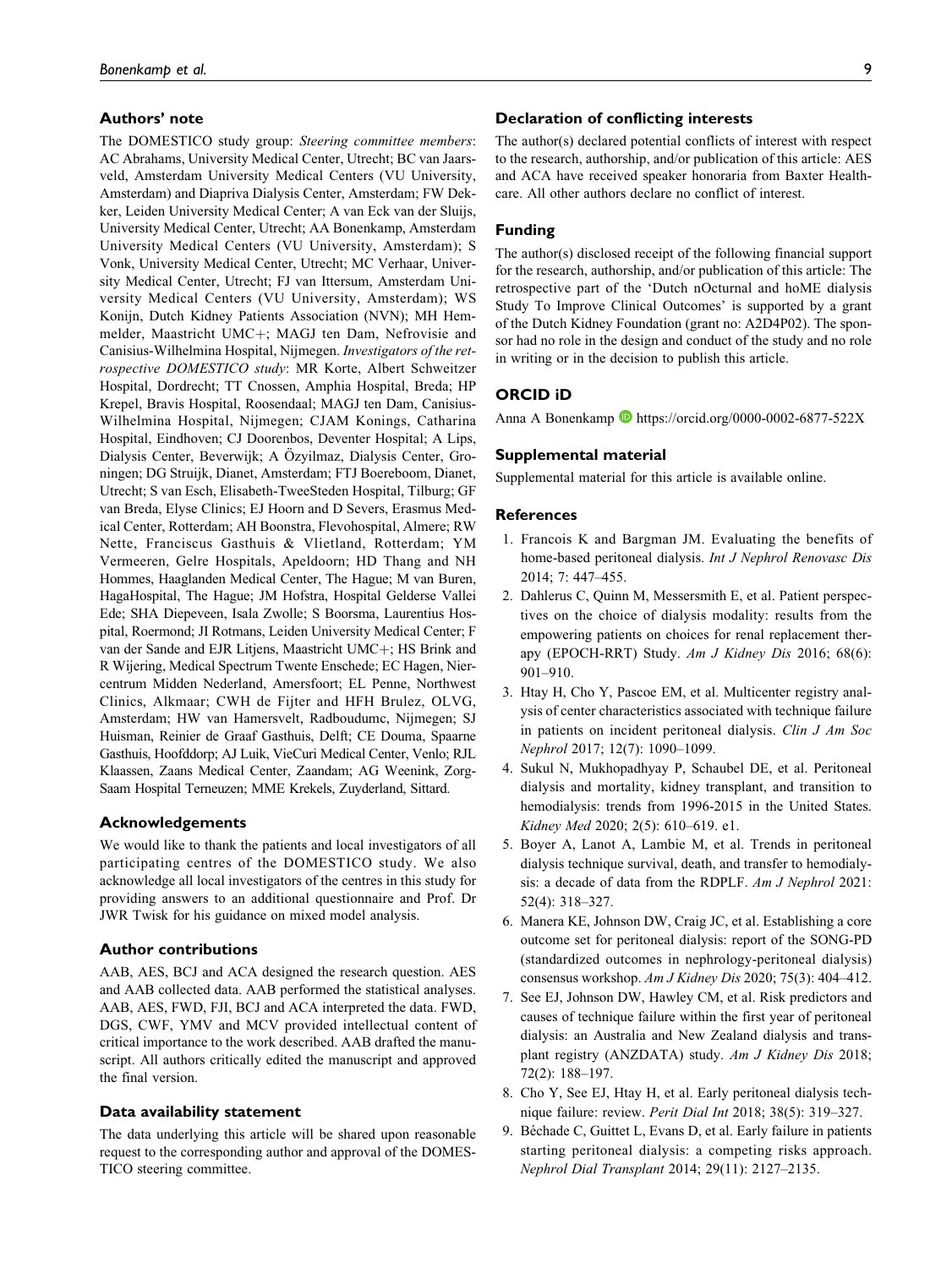## Authors' note

The DOMESTICO study group: *Steering committee members*: AC Abrahams, University Medical Center, Utrecht; BC van Jaarsveld, Amsterdam University Medical Centers (VU University, Amsterdam) and Diapriva Dialysis Center, Amsterdam; FW Dekker, Leiden University Medical Center; A van Eck van der Sluijs, University Medical Center, Utrecht; AA Bonenkamp, Amsterdam University Medical Centers (VU University, Amsterdam); S Vonk, University Medical Center, Utrecht; MC Verhaar, University Medical Center, Utrecht; FJ van Ittersum, Amsterdam University Medical Centers (VU University, Amsterdam); WS Konijn, Dutch Kidney Patients Association (NVN); MH Hemmelder, Maastricht UMC+; MAGJ ten Dam, Nefrovisie and Canisius-Wilhelmina Hospital, Nijmegen. *Investigators of the retrospective DOMESTICO study*: MR Korte, Albert Schweitzer Hospital, Dordrecht; TT Cnossen, Amphia Hospital, Breda; HP Krepel, Bravis Hospital, Roosendaal; MAGJ ten Dam, Canisius-Wilhelmina Hospital, Nijmegen; CJAM Konings, Catharina Hospital, Eindhoven; CJ Doorenbos, Deventer Hospital; A Lips, Dialysis Center, Beverwijk; A Özyilmaz, Dialysis Center, Groningen; DG Struijk, Dianet, Amsterdam; FTJ Boereboom, Dianet, Utrecht; S van Esch, Elisabeth-TweeSteden Hospital, Tilburg; GF van Breda, Elyse Clinics; EJ Hoorn and D Severs, Erasmus Medical Center, Rotterdam; AH Boonstra, Flevohospital, Almere; RW Nette, Franciscus Gasthuis & Vlietland, Rotterdam; YM Vermeeren, Gelre Hospitals, Apeldoorn; HD Thang and NH Hommes, Haaglanden Medical Center, The Hague; M van Buren, HagaHospital, The Hague; JM Hofstra, Hospital Gelderse Vallei Ede; SHA Diepeveen, Isala Zwolle; S Boorsma, Laurentius Hospital, Roermond; JI Rotmans, Leiden University Medical Center; F van der Sande and EJR Litjens, Maastricht UMC+; HS Brink and R Wijering, Medical Spectrum Twente Enschede; EC Hagen, Niercentrum Midden Nederland, Amersfoort; EL Penne, Northwest Clinics, Alkmaar; CWH de Fijter and HFH Brulez, OLVG, Amsterdam; HW van Hamersvelt, Radboudumc, Nijmegen; SJ Huisman, Reinier de Graaf Gasthuis, Delft; CE Douma, Spaarne Gasthuis, Hoofddorp; AJ Luik, VieCuri Medical Center, Venlo; RJL Klaassen, Zaans Medical Center, Zaandam; AG Weenink, Zorg-Saam Hospital Terneuzen; MME Krekels, Zuyderland, Sittard.

## Acknowledgements

We would like to thank the patients and local investigators of all participating centres of the DOMESTICO study. We also acknowledge all local investigators of the centres in this study for providing answers to an additional questionnaire and Prof. Dr JWR Twisk for his guidance on mixed model analysis.

## Author contributions

AAB, AES, BCJ and ACA designed the research question. AES and AAB collected data. AAB performed the statistical analyses. AAB, AES, FWD, FJI, BCJ and ACA interpreted the data. FWD, DGS, CWF, YMV and MCV provided intellectual content of critical importance to the work described. AAB drafted the manuscript. All authors critically edited the manuscript and approved the final version.

## Data availability statement

The data underlying this article will be shared upon reasonable request to the corresponding author and approval of the DOMESTICO steering committee.

## Declaration of conflicting interests

The author(s) declared potential conflicts of interest with respect to the research, authorship, and/or publication of this article: AES and ACA have received speaker honoraria from Baxter Healthcare. All other authors declare no conflict of interest.

## Funding

The author(s) disclosed receipt of the following financial support for the research, authorship, and/or publication of this article: The retrospective part of the 'Dutch nOcturnal and hoME dialysis Study To Improve Clinical Outcomes' is supported by a grant of the Dutch Kidney Foundation (grant no: A2D4P02). The sponsor had no role in the design and conduct of the study and no role in writing or in the decision to publish this article.

## ORCID iD

Anna A Bonenkamp https://orcid.org/0000-0002-6877-522X

## Supplemental material

Supplemental material for this article is available online.

## References

1. Francois K and Bargman JM. Evaluating the benefits of home-based peritoneal dialysis. *Int J Nephrol Renovasc Dis* 2014; 7: 447–455.
2. Dahlerus C, Quinn M, Messersmith E, et al. Patient perspectives on the choice of dialysis modality: results from the empowering patients on choices for renal replacement therapy (EPOCH-RRT) Study. *Am J Kidney Dis* 2016; 68(6): 901–910.
3. Htay H, Cho Y, Pascoe EM, et al. Multicenter registry analysis of center characteristics associated with technique failure in patients on incident peritoneal dialysis. *Clin J Am Soc Nephrol* 2017; 12(7): 1090–1099.
4. Sukul N, Mukhopadhyay P, Schaubel DE, et al. Peritoneal dialysis and mortality, kidney transplant, and transition to hemodialysis: trends from 1996-2015 in the United States. *Kidney Med* 2020; 2(5): 610–619. e1.
5. Boyer A, Lanot A, Lambie M, et al. Trends in peritoneal dialysis technique survival, death, and transfer to hemodialysis: a decade of data from the RDPLF. *Am J Nephrol* 2021: 52(4): 318–327.
6. Manera KE, Johnson DW, Craig JC, et al. Establishing a core outcome set for peritoneal dialysis: report of the SONG-PD (standardized outcomes in nephrology-peritoneal dialysis) consensus workshop. *Am J Kidney Dis* 2020; 75(3): 404–412.
7. See EJ, Johnson DW, Hawley CM, et al. Risk predictors and causes of technique failure within the first year of peritoneal dialysis: an Australia and New Zealand dialysis and transplant registry (ANZDATA) study. *Am J Kidney Dis* 2018; 72(2): 188–197.
8. Cho Y, See EJ, Htay H, et al. Early peritoneal dialysis technique failure: review. *Perit Dial Int* 2018; 38(5): 319–327.
9. Béchade C, Guittet L, Evans D, et al. Early failure in patients starting peritoneal dialysis: a competing risks approach. *Nephrol Dial Transplant* 2014; 29(11): 2127–2135.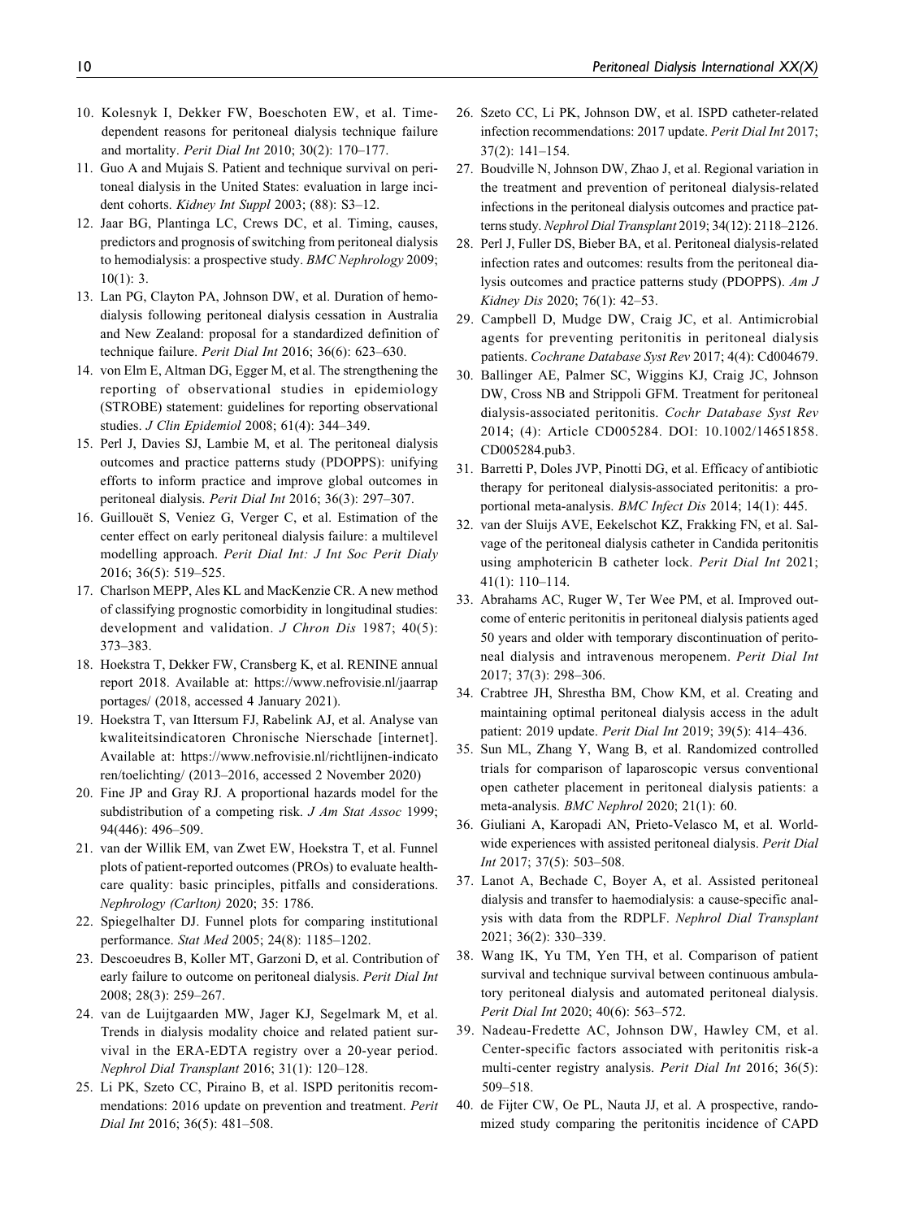10. Kolesnyk I, Dekker FW, Boeschoten EW, et al. Time-dependent reasons for peritoneal dialysis technique failure and mortality. *Perit Dial Int* 2010; 30(2): 170–177.
11. Guo A and Mujais S. Patient and technique survival on peritoneal dialysis in the United States: evaluation in large incident cohorts. *Kidney Int Suppl* 2003; (88): S3–12.
12. Jaar BG, Plantinga LC, Crews DC, et al. Timing, causes, predictors and prognosis of switching from peritoneal dialysis to hemodialysis: a prospective study. *BMC Nephrology* 2009; 10(1): 3.
13. Lan PG, Clayton PA, Johnson DW, et al. Duration of hemodialysis following peritoneal dialysis cessation in Australia and New Zealand: proposal for a standardized definition of technique failure. *Perit Dial Int* 2016; 36(6): 623–630.
14. von Elm E, Altman DG, Egger M, et al. The strengthening the reporting of observational studies in epidemiology (STROBE) statement: guidelines for reporting observational studies. *J Clin Epidemiol* 2008; 61(4): 344–349.
15. Perl J, Davies SJ, Lambie M, et al. The peritoneal dialysis outcomes and practice patterns study (PDOPPS): unifying efforts to inform practice and improve global outcomes in peritoneal dialysis. *Perit Dial Int* 2016; 36(3): 297–307.
16. Guilleuët S, Veniez G, Verger C, et al. Estimation of the center effect on early peritoneal dialysis failure: a multilevel modelling approach. *Perit Dial Int: J Int Soc Perit Dialy* 2016; 36(5): 519–525.
17. Charlson MEPP, Ales KL and MacKenzie CR. A new method of classifying prognostic comorbidity in longitudinal studies: development and validation. *J Chron Dis* 1987; 40(5): 373–383.
18. Hoekstra T, Dekker FW, Cransberg K, et al. RENINE annual report 2018. Available at: https://www.nefrovisie.nl/jaarrapportages/ (2018, accessed 4 January 2021).
19. Hoekstra T, van Ittersum FJ, Rabelink AJ, et al. Analyse van kwaliteitsindicatoren Chronische Nierschade [internet]. Available at: https://www.nefrovisie.nl/richtlijnen-indicatoren/toelichting/ (2013–2016, accessed 2 November 2020)
20. Fine JP and Gray RJ. A proportional hazards model for the subdistribution of a competing risk. *J Am Stat Assoc* 1999; 94(446): 496–509.
21. van der Willik EM, van Zwet EW, Hoekstra T, et al. Funnel plots of patient-reported outcomes (PROs) to evaluate healthcare quality: basic principles, pitfalls and considerations. *Nephrology (Carlton)* 2020; 35: 1786.
22. Spiegelhalter DJ. Funnel plots for comparing institutional performance. *Stat Med* 2005; 24(8): 1185–1202.
23. Descoeudres B, Koller MT, Garzoni D, et al. Contribution of early failure to outcome on peritoneal dialysis. *Perit Dial Int* 2008; 28(3): 259–267.
24. van de Luijtgaarden MW, Jager KJ, Segelmark M, et al. Trends in dialysis modality choice and related patient survival in the ERA-EDTA registry over a 20-year period. *Nephrol Dial Transplant* 2016; 31(1): 120–128.
25. Li PK, Szeto CC, Piraino B, et al. ISPD peritonitis recommendations: 2016 update on prevention and treatment. *Perit Dial Int* 2016; 36(5): 481–508.
26. Szeto CC, Li PK, Johnson DW, et al. ISPD catheter-related infection recommendations: 2017 update. *Perit Dial Int* 2017; 37(2): 141–154.
27. Boudville N, Johnson DW, Zhao J, et al. Regional variation in the treatment and prevention of peritoneal dialysis-related infections in the peritoneal dialysis outcomes and practice patterns study. *Nephrol Dial Transplant* 2019; 34(12): 2118–2126.
28. Perl J, Fuller DS, Bieber BA, et al. Peritoneal dialysis-related infection rates and outcomes: results from the peritoneal dialysis outcomes and practice patterns study (PDOPPS). *Am J Kidney Dis* 2020; 76(1): 42–53.
29. Campbell D, Mudge DW, Craig JC, et al. Antimicrobial agents for preventing peritonitis in peritoneal dialysis patients. *Cochrane Database Syst Rev* 2017; 4(4): Cd004679.
30. Ballinger AE, Palmer SC, Wiggins KJ, Craig JC, Johnson DW, Cross NB and Strippoli GFM. Treatment for peritoneal dialysis-associated peritonitis. *Cochr Database Syst Rev* 2014; (4): Article CD005284. DOI: 10.1002/14651858.CD005284.pub3.
31. Barretti P, Doles JVP, Pinotti DG, et al. Efficacy of antibiotic therapy for peritoneal dialysis-associated peritonitis: a proportional meta-analysis. *BMC Infect Dis* 2014; 14(1): 445.
32. van der Sluijs AVE, Eekelschot KZ, Frakking FN, et al. Salvage of the peritoneal dialysis catheter in Candida peritonitis using amphotericin B catheter lock. *Perit Dial Int* 2021; 41(1): 110–114.
33. Abrahams AC, Ruger W, Ter Wee PM, et al. Improved outcome of enteric peritonitis in peritoneal dialysis patients aged 50 years and older with temporary discontinuation of peritoneal dialysis and intravenous meropenem. *Perit Dial Int* 2017; 37(3): 298–306.
34. Crabtree JH, Shrestha BM, Chow KM, et al. Creating and maintaining optimal peritoneal dialysis access in the adult patient: 2019 update. *Perit Dial Int* 2019; 39(5): 414–436.
35. Sun ML, Zhang Y, Wang B, et al. Randomized controlled trials for comparison of laparoscopic versus conventional open catheter placement in peritoneal dialysis patients: a meta-analysis. *BMC Nephrol* 2020; 21(1): 60.
36. Giuliani A, Karopadi AN, Prieto-Velasco M, et al. Worldwide experiences with assisted peritoneal dialysis. *Perit Dial Int* 2017; 37(5): 503–508.
37. Lanot A, Bechade C, Boyer A, et al. Assisted peritoneal dialysis and transfer to haemodialysis: a cause-specific analysis with data from the RDPLF. *Nephrol Dial Transplant* 2021; 36(2): 330–339.
38. Wang IK, Yu TM, Yen TH, et al. Comparison of patient survival and technique survival between continuous ambulatory peritoneal dialysis and automated peritoneal dialysis. *Perit Dial Int* 2020; 40(6): 563–572.
39. Nadeau-Fredette AC, Johnson DW, Hawley CM, et al. Center-specific factors associated with peritonitis risk-a multi-center registry analysis. *Perit Dial Int* 2016; 36(5): 509–518.
40. de Fijter CW, Oe PL, Nauta JJ, et al. A prospective, randomized study comparing the peritonitis incidence of CAPD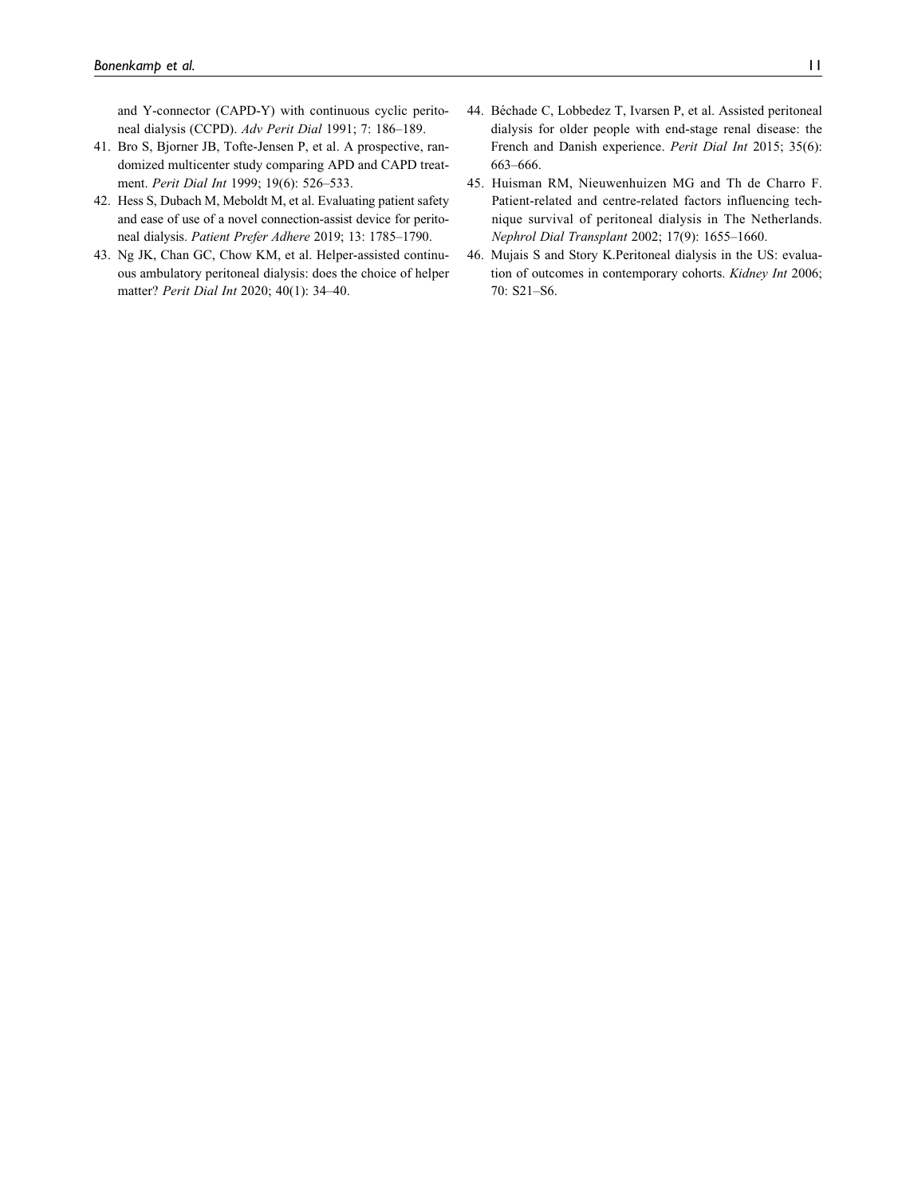and Y-connector (CAPD-Y) with continuous cyclic peritoneal dialysis (CCPD). *Adv Perit Dial* 1991; 7: 186–189.

41. Bro S, Bjorner JB, Tofte-Jensen P, et al. A prospective, randomized multicenter study comparing APD and CAPD treatment. *Perit Dial Int* 1999; 19(6): 526–533.
42. Hess S, Dubach M, Meboldt M, et al. Evaluating patient safety and ease of use of a novel connection-assist device for peritoneal dialysis. *Patient Prefer Adhere* 2019; 13: 1785–1790.
43. Ng JK, Chan GC, Chow KM, et al. Helper-assisted continuous ambulatory peritoneal dialysis: does the choice of helper matter? *Perit Dial Int* 2020; 40(1): 34–40.
44. Béchade C, Lobbedez T, Ivarsen P, et al. Assisted peritoneal dialysis for older people with end-stage renal disease: the French and Danish experience. *Perit Dial Int* 2015; 35(6): 663–666.
45. Huisman RM, Nieuwenhuizen MG and Th de Charro F. Patient-related and centre-related factors influencing technique survival of peritoneal dialysis in The Netherlands. *Nephrol Dial Transplant* 2002; 17(9): 1655–1660.
46. Mujais S and Story K.Peritoneal dialysis in the US: evaluation of outcomes in contemporary cohorts. *Kidney Int* 2006; 70: S21–S6.